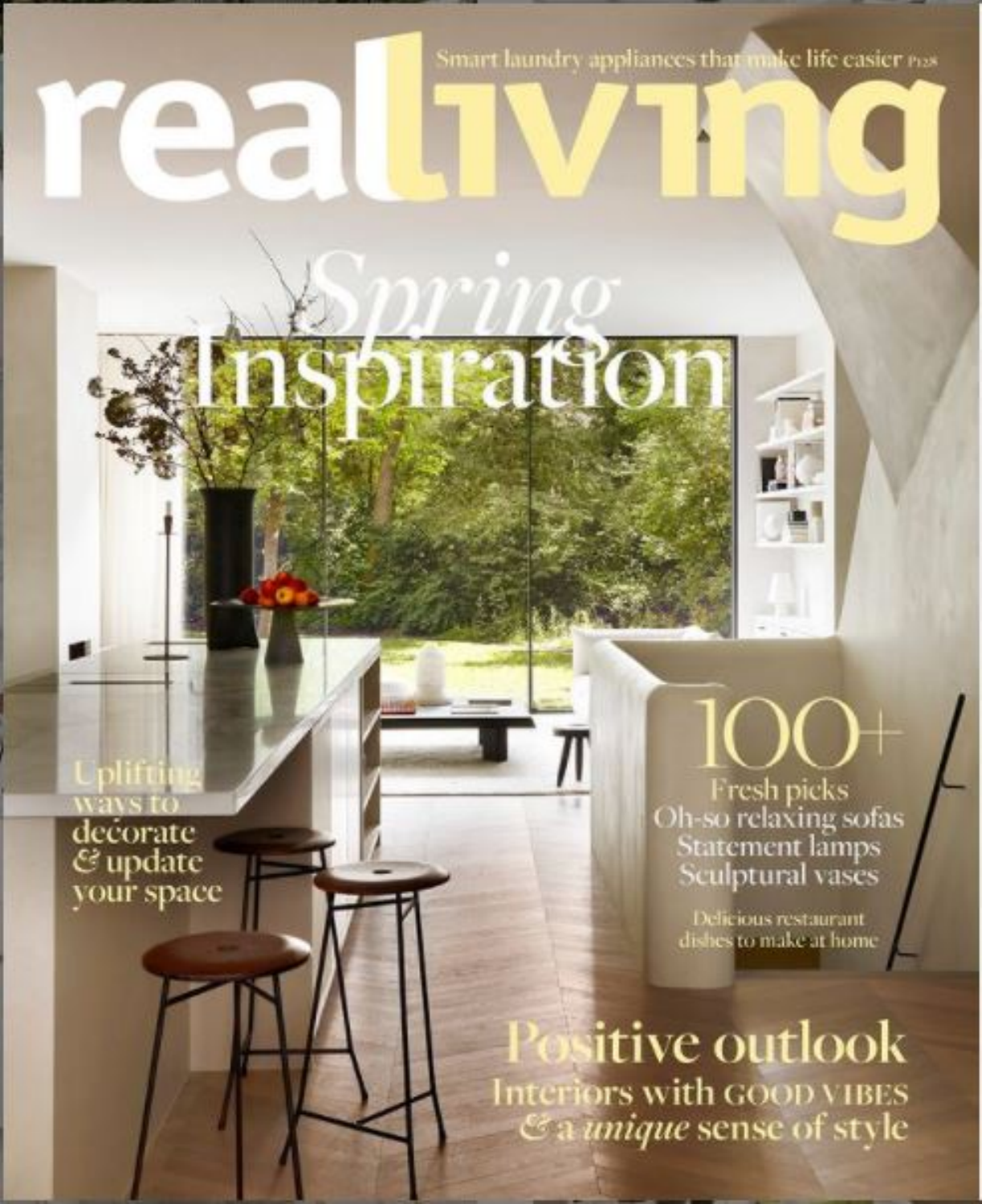Smart laundry appliances that make life easier P128

# real living

## Spring Inspiration

Uplifting ways to décorate & update your space

## 100+

Fresh picks
Oh-so relaxing sofas
Statement lamps
Sculptural vases

Delicious restaurant dishes to make at home

## Positive outlook

Interiors with GOOD VIBES & a *unique* sense of style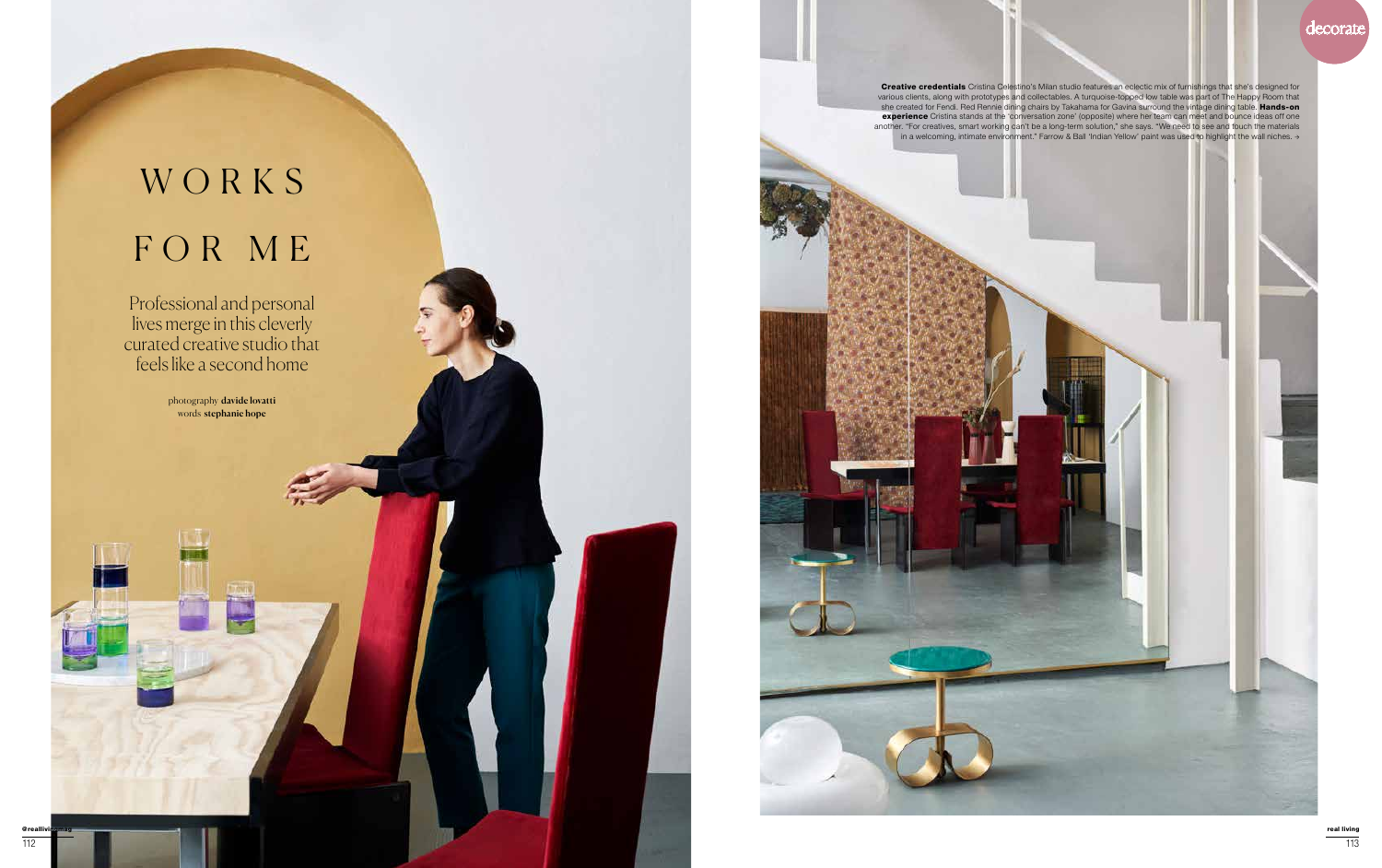# WORKS FOR ME

Professional and personal lives merge in this cleverly curated creative studio that feels like a second home

photography **davide lovatti**
words **stephanie hope**

**Creative credentials** Cristina Celestino's Milan studio features an eclectic mix of furnishings that she's designed for various clients, along with prototypes and collectables. A turquoise-topped low table was part of The Happy Room that she created for Fendi. Red Rennie dining chairs by Takahama for Gavina surround the vintage dining table. **Hands-on experience** Cristina stands at the 'conversation zone' (opposite) where her team can meet and bounce ideas off one another. "For creatives, smart working can't be a long-term solution," she says. "We need to see and touch the materials in a welcoming, intimate environment." Farrow & Ball 'Indian Yellow' paint was used to highlight the wall niches. →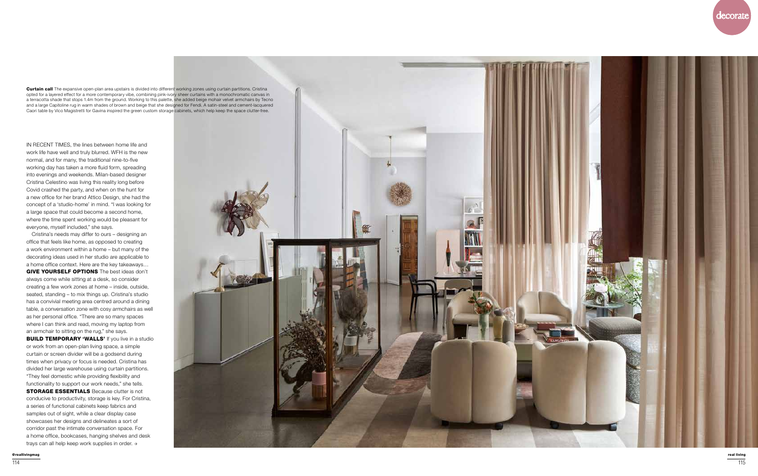**Curtain call** The expansive open-plan area upstairs is divided into different working zones using curtain partitions. Cristina opted for a layered effect for a more contemporary vibe, combining pink-ivory sheer curtains with a monochromatic canvas in a terracotta shade that stops 1.4m from the ground. Working to this palette, she added beige mohair velvet armchairs by Tecno and a large Capitoline rug in warm shades of brown and beige that she designed for Fendi. A satin-steel and cement-lacquered Caori table by Vico Magistretti for Gavina inspired the green custom storage cabinets, which help keep the space clutter-free.

IN RECENT TIMES, the lines between home life and work life have well and truly blurred. WFH is the new normal, and for many, the traditional nine-to-five working day has taken a more fluid form, spreading into evenings and weekends. Milan-based designer Cristina Celestino was living this reality long before Covid crashed the party, and when on the hunt for a new office for her brand Attico Design, she had the concept of a 'studio-home' in mind. "I was looking for a large space that could become a second home, where the time spent working would be pleasant for everyone, myself included," she says.

Cristina's needs may differ to ours – designing an office that feels like home, as opposed to creating a work environment within a home – but many of the decorating ideas used in her studio are applicable to a home office context. Here are the key takeaways…

**GIVE YOURSELF OPTIONS** The best ideas don't always come while sitting at a desk, so consider creating a few work zones at home – inside, outside, seated, standing – to mix things up. Cristina's studio has a convivial meeting area centred around a dining table, a conversation zone with cosy armchairs as well as her personal office. "There are so many spaces where I can think and read, moving my laptop from an armchair to sitting on the rug," she says.

**BUILD TEMPORARY 'WALLS'** If you live in a studio or work from an open-plan living space, a simple curtain or screen divider will be a godsend during times when privacy or focus is needed. Cristina has divided her large warehouse using curtain partitions. "They feel domestic while providing flexibility and functionality to support our work needs," she tells.

**STORAGE ESSENTIALS** Because clutter is not conducive to productivity, storage is key. For Cristina, a series of functional cabinets keep fabrics and samples out of sight, while a clear display case showcases her designs and delineates a sort of corridor past the intimate conversation space. For a home office, bookcases, hanging shelves and desk trays can all help keep work supplies in order. →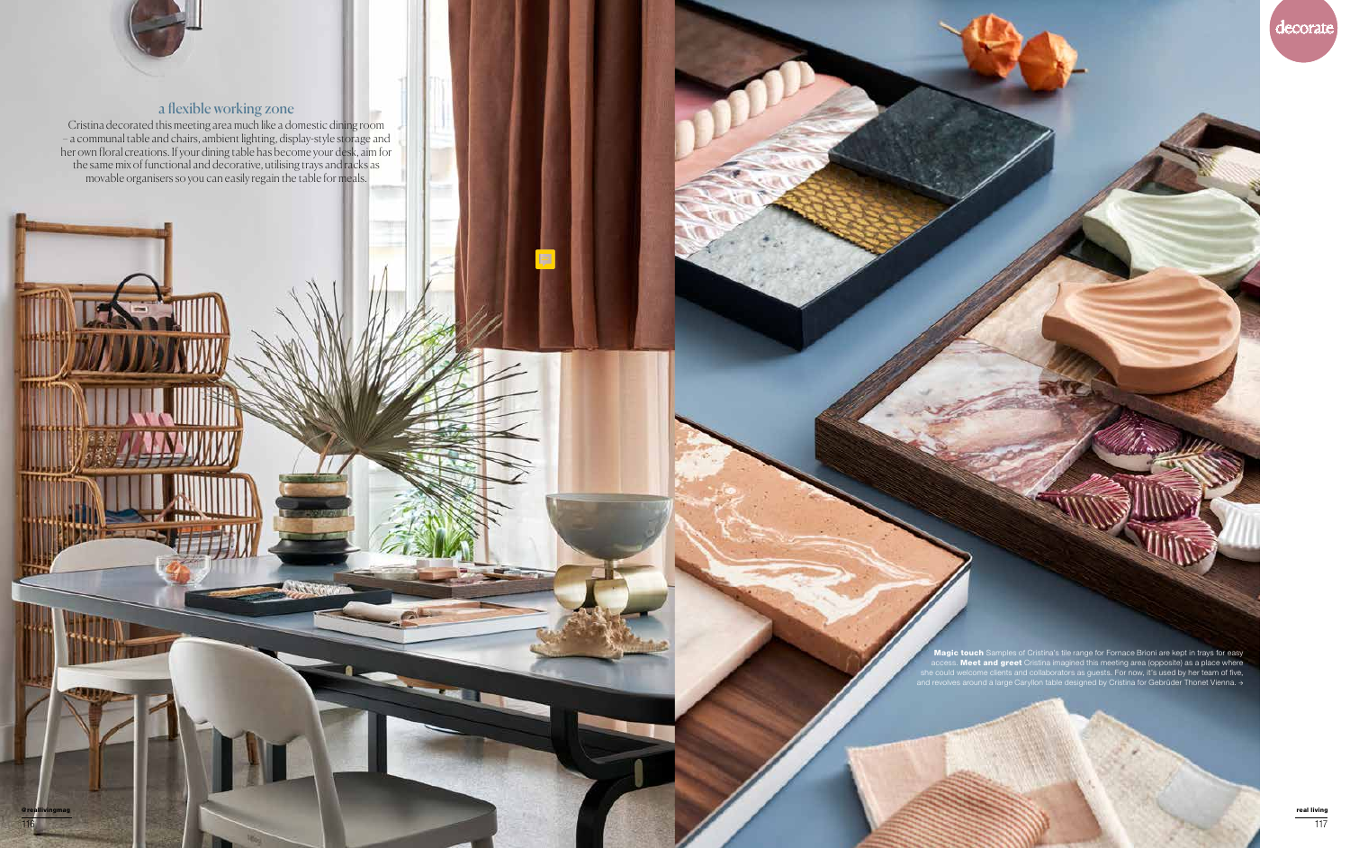## a flexible working zone

Cristina decorated this meeting area much like a domestic dining room – a communal table and chairs, ambient lighting, display-style storage and her own floral creations. If your dining table has become your desk, aim for the same mix of functional and decorative, utilising trays and racks as movable organisers so you can easily regain the table for meals.

**Magic touch** Samples of Cristina's tile range for Fornace Brioni are kept in trays for easy access. **Meet and greet** Cristina imagined this meeting area (opposite) as a place where she could welcome clients and collaborators as guests. For now, it's used by her team of five, and revolves around a large Caryllon table designed by Cristina for Gebrüder Thonet Vienna. →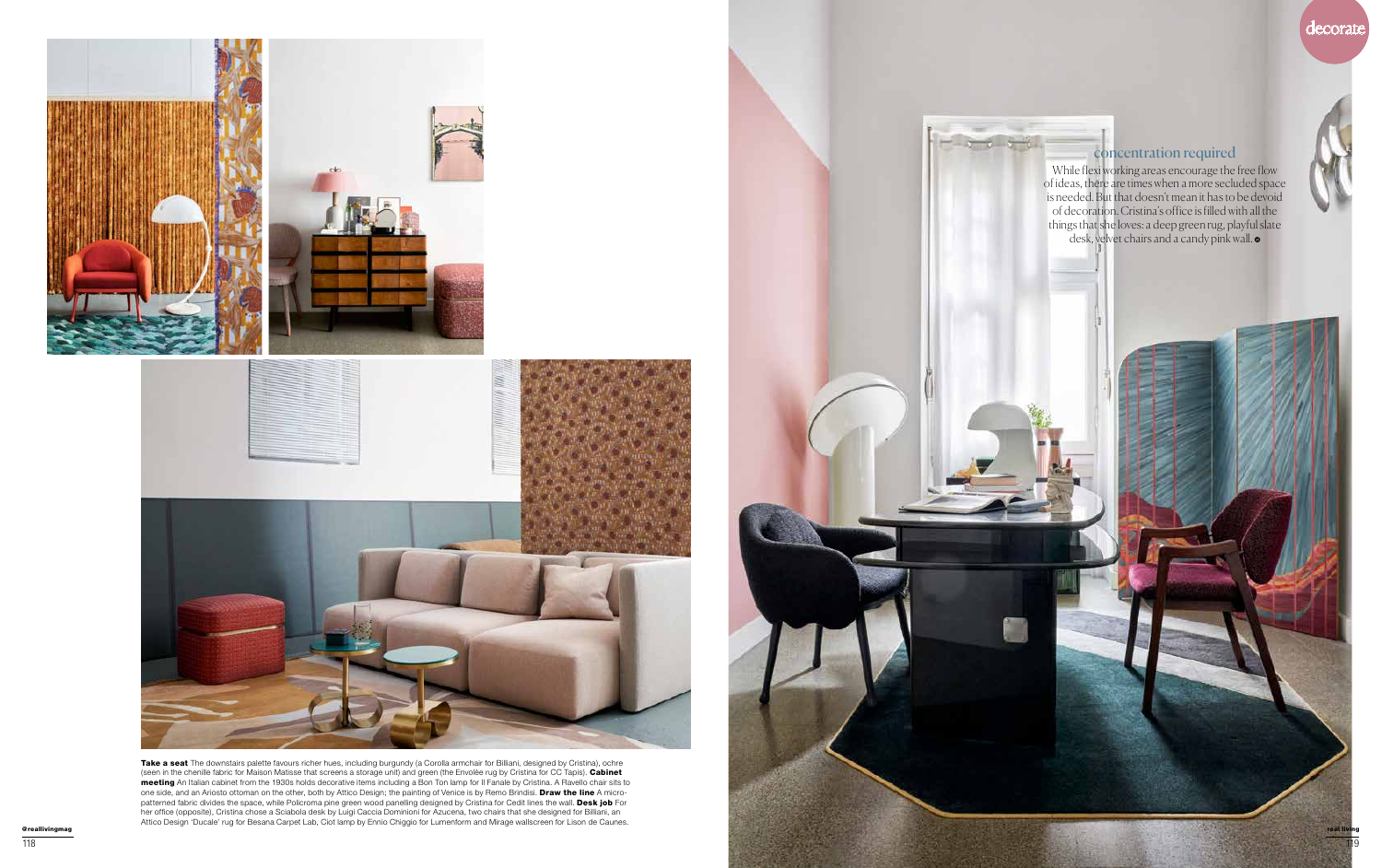## concentration required

While flexi working areas encourage the free flow of ideas, there are times when a more secluded space is needed. But that doesn't mean it has to be devoid of decoration. Cristina's office is filled with all the things that she loves: a deep green rug, playful slate desk, velvet chairs and a candy pink wall.

**Take a seat** The downstairs palette favours richer hues, including burgundy (a Corolla armchair for Billiani, designed by Cristina), ochre (seen in the chenille fabric for Maison Matisse that screens a storage unit) and green (the Envolée rug by Cristina for CC Tapis). **Cabinet meeting** An Italian cabinet from the 1930s holds decorative items including a Bon Ton lamp for Il Fanale by Cristina. A Ravello chair sits to one side, and an Ariosto ottoman on the other, both by Attico Design; the painting of Venice is by Remo Brindisi. **Draw the line** A micro-patterned fabric divides the space, while Policroma pine green wood panelling designed by Cristina for Cedit lines the wall. **Desk job** For her office (opposite), Cristina chose a Sciabola desk by Luigi Caccia Dominioni for Azucena, two chairs that she designed for Billiani, an Attico Design 'Ducale' rug for Besana Carpet Lab, Ciot lamp by Ennio Chiggio for Lumenform and Mirage wallscreen for Lison de Caunes.